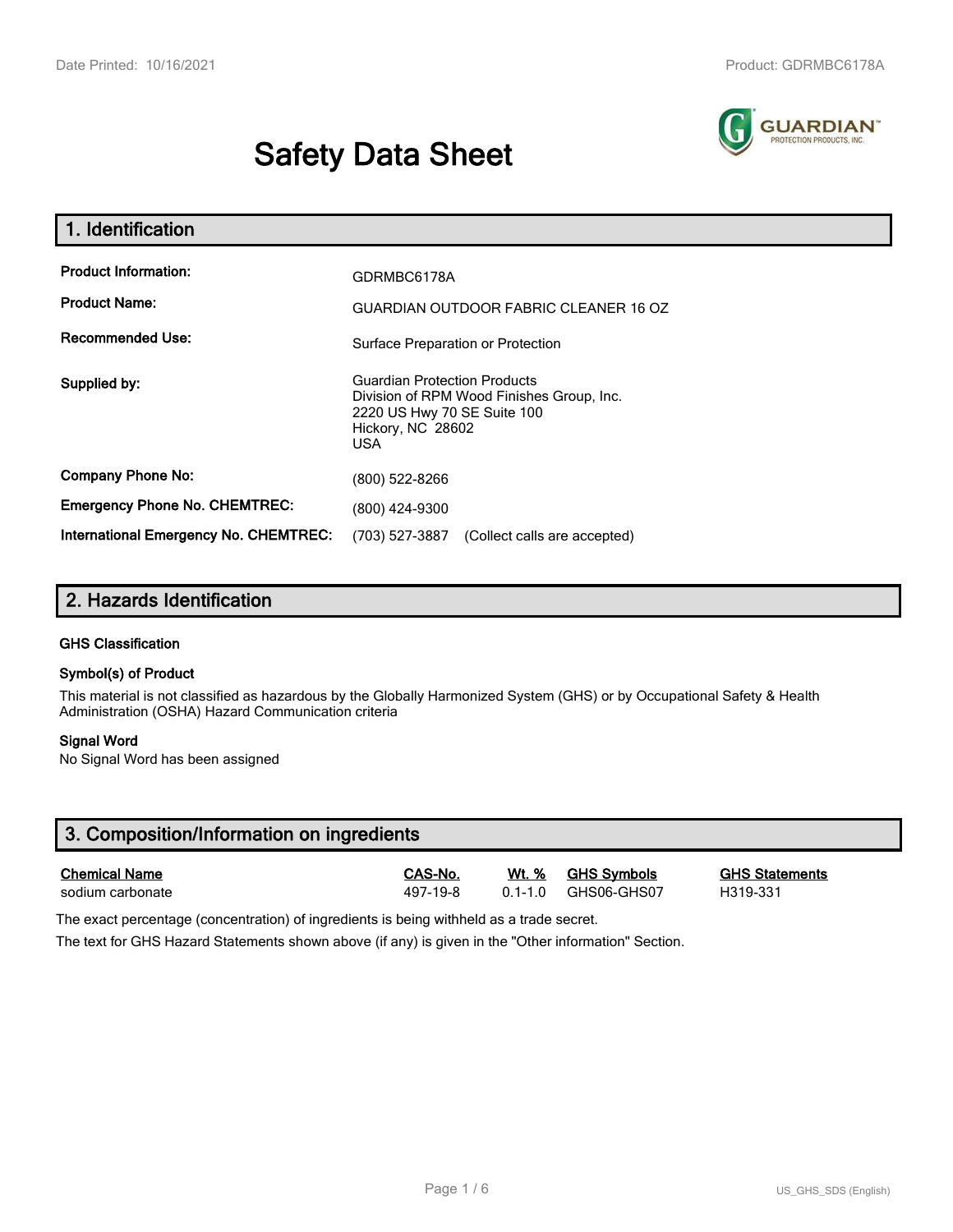# Safety Data Sheet

## 1. Identification

| | |
|---|---|
| **Product Information:** | GDRMBC6178A |
| **Product Name:** | GUARDIAN OUTDOOR FABRIC CLEANER 16 OZ |
| **Recommended Use:** | Surface Preparation or Protection |
| **Supplied by:** | Guardian Protection Products<br>Division of RPM Wood Finishes Group, Inc.<br>2220 US Hwy 70 SE Suite 100<br>Hickory, NC 28602<br>USA |
| **Company Phone No:** | (800) 522-8266 |
| **Emergency Phone No. CHEMTREC:** | (800) 424-9300 |
| **International Emergency No. CHEMTREC:** | (703) 527-3887 (Collect calls are accepted) |

## 2. Hazards Identification

### GHS Classification

### Symbol(s) of Product

This material is not classified as hazardous by the Globally Harmonized System (GHS) or by Occupational Safety & Health Administration (OSHA) Hazard Communication criteria

### Signal Word

No Signal Word has been assigned

## 3. Composition/Information on ingredients

| Chemical Name | CAS-No. | Wt. % | GHS Symbols | GHS Statements |
|---|---|---|---|---|
| sodium carbonate | 497-19-8 | 0.1-1.0 | GHS06-GHS07 | H319-331 |

The exact percentage (concentration) of ingredients is being withheld as a trade secret.

The text for GHS Hazard Statements shown above (if any) is given in the "Other information" Section.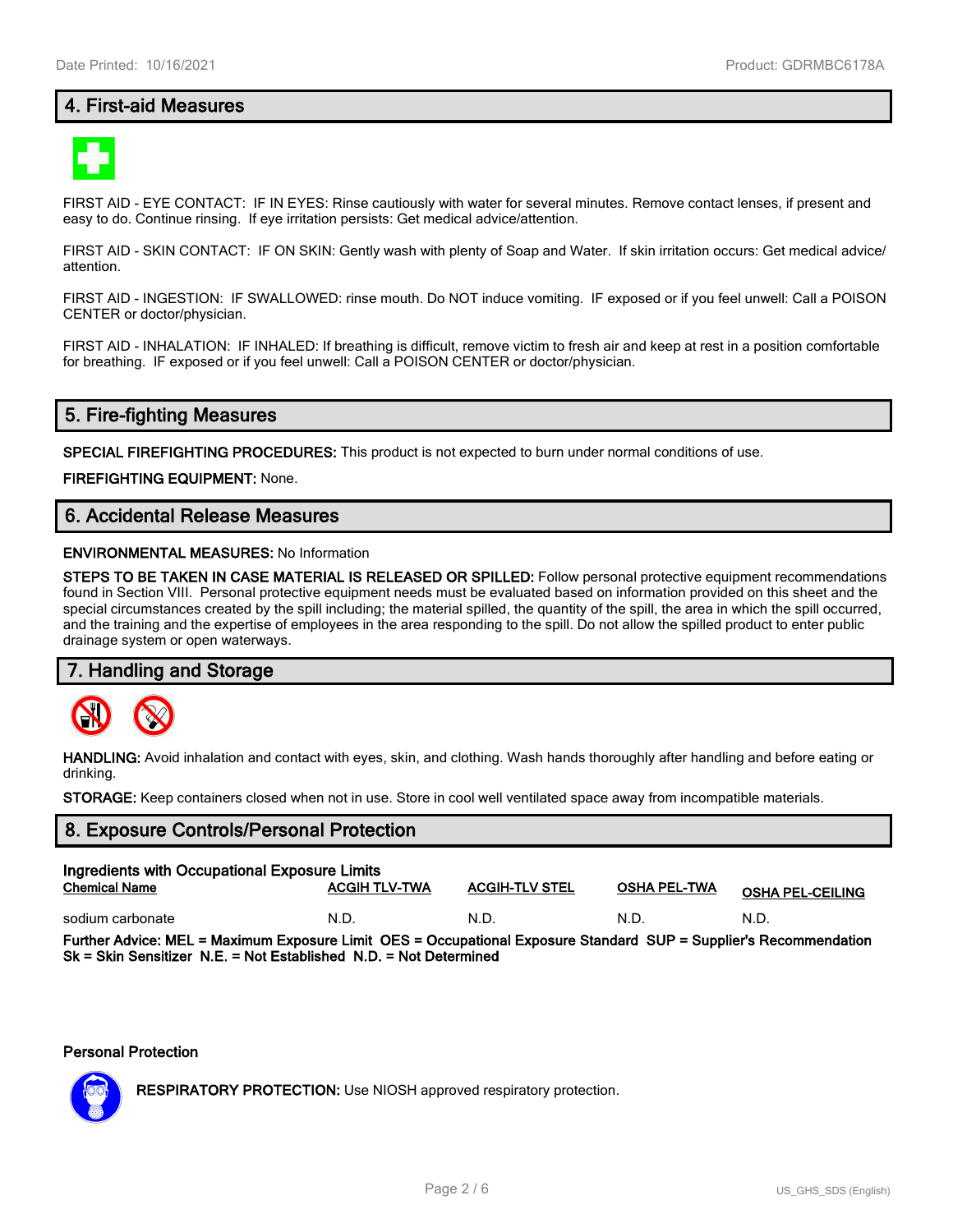## 4. First-aid Measures

FIRST AID - EYE CONTACT: IF IN EYES: Rinse cautiously with water for several minutes. Remove contact lenses, if present and easy to do. Continue rinsing. If eye irritation persists: Get medical advice/attention.

FIRST AID - SKIN CONTACT: IF ON SKIN: Gently wash with plenty of Soap and Water. If skin irritation occurs: Get medical advice/attention.

FIRST AID - INGESTION: IF SWALLOWED: rinse mouth. Do NOT induce vomiting. IF exposed or if you feel unwell: Call a POISON CENTER or doctor/physician.

FIRST AID - INHALATION: IF INHALED: If breathing is difficult, remove victim to fresh air and keep at rest in a position comfortable for breathing. IF exposed or if you feel unwell: Call a POISON CENTER or doctor/physician.

## 5. Fire-fighting Measures

**SPECIAL FIREFIGHTING PROCEDURES:** This product is not expected to burn under normal conditions of use.

**FIREFIGHTING EQUIPMENT:** None.

## 6. Accidental Release Measures

**ENVIRONMENTAL MEASURES:** No Information

**STEPS TO BE TAKEN IN CASE MATERIAL IS RELEASED OR SPILLED:** Follow personal protective equipment recommendations found in Section VIII. Personal protective equipment needs must be evaluated based on information provided on this sheet and the special circumstances created by the spill including; the material spilled, the quantity of the spill, the area in which the spill occurred, and the training and the expertise of employees in the area responding to the spill. Do not allow the spilled product to enter public drainage system or open waterways.

## 7. Handling and Storage

**HANDLING:** Avoid inhalation and contact with eyes, skin, and clothing. Wash hands thoroughly after handling and before eating or drinking.

**STORAGE:** Keep containers closed when not in use. Store in cool well ventilated space away from incompatible materials.

## 8. Exposure Controls/Personal Protection

**Ingredients with Occupational Exposure Limits**

| Chemical Name | ACGIH TLV-TWA | ACGIH-TLV STEL | OSHA PEL-TWA | OSHA PEL-CEILING |
| --- | --- | --- | --- | --- |
| sodium carbonate | N.D. | N.D. | N.D. | N.D. |

**Further Advice: MEL = Maximum Exposure Limit OES = Occupational Exposure Standard SUP = Supplier's Recommendation Sk = Skin Sensitizer N.E. = Not Established N.D. = Not Determined**

**Personal Protection**

**RESPIRATORY PROTECTION:** Use NIOSH approved respiratory protection.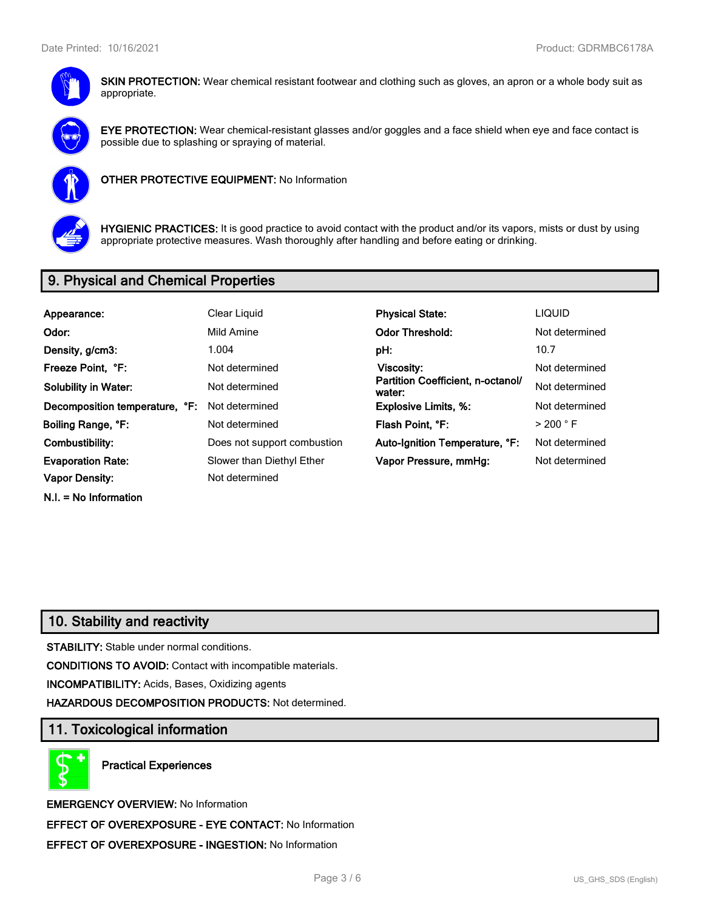**SKIN PROTECTION:** Wear chemical resistant footwear and clothing such as gloves, an apron or a whole body suit as appropriate.

**EYE PROTECTION:** Wear chemical-resistant glasses and/or goggles and a face shield when eye and face contact is possible due to splashing or spraying of material.

**OTHER PROTECTIVE EQUIPMENT:** No Information

**HYGIENIC PRACTICES:** It is good practice to avoid contact with the product and/or its vapors, mists or dust by using appropriate protective measures. Wash thoroughly after handling and before eating or drinking.

## 9. Physical and Chemical Properties

| | | | |
|---|---|---|---|
| **Appearance:** | Clear Liquid | **Physical State:** | LIQUID |
| **Odor:** | Mild Amine | **Odor Threshold:** | Not determined |
| **Density, g/cm3:** | 1.004 | **pH:** | 10.7 |
| **Freeze Point, °F:** | Not determined | **Viscosity:** | Not determined |
| **Solubility in Water:** | Not determined | **Partition Coefficient, n-octanol/ water:** | Not determined |
| **Decomposition temperature, °F:** | Not determined | **Explosive Limits, %:** | Not determined |
| **Boiling Range, °F:** | Not determined | **Flash Point, °F:** | > 200 ° F |
| **Combustibility:** | Does not support combustion | **Auto-Ignition Temperature, °F:** | Not determined |
| **Evaporation Rate:** | Slower than Diethyl Ether | **Vapor Pressure, mmHg:** | Not determined |
| **Vapor Density:** | Not determined | | |

**N.I. = No Information**

## 10. Stability and reactivity

**STABILITY:** Stable under normal conditions.

**CONDITIONS TO AVOID:** Contact with incompatible materials.

**INCOMPATIBILITY:** Acids, Bases, Oxidizing agents

**HAZARDOUS DECOMPOSITION PRODUCTS:** Not determined.

## 11. Toxicological information

**Practical Experiences**

**EMERGENCY OVERVIEW:** No Information

**EFFECT OF OVEREXPOSURE - EYE CONTACT:** No Information

**EFFECT OF OVEREXPOSURE - INGESTION:** No Information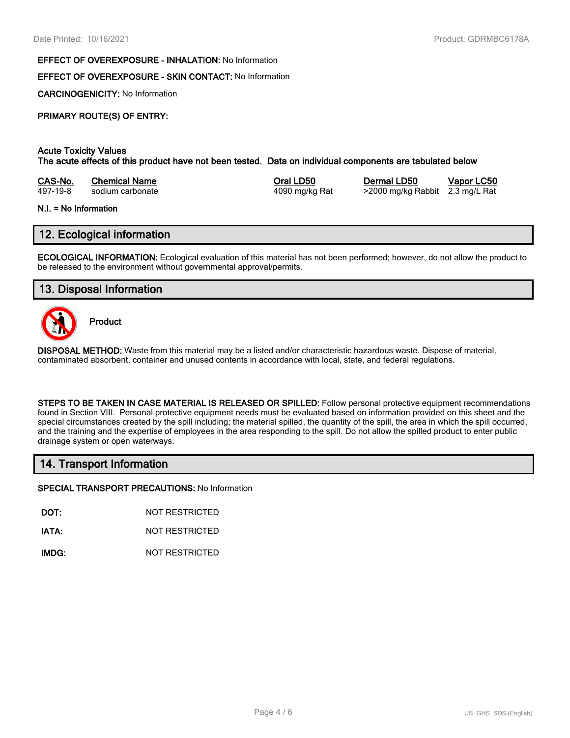**EFFECT OF OVEREXPOSURE - INHALATION:** No Information

**EFFECT OF OVEREXPOSURE - SKIN CONTACT:** No Information

**CARCINOGENICITY:** No Information

**PRIMARY ROUTE(S) OF ENTRY:**

**Acute Toxicity Values**
**The acute effects of this product have not been tested. Data on individual components are tabulated below**

| CAS-No. | Chemical Name | Oral LD50 | Dermal LD50 | Vapor LC50 |
|---|---|---|---|---|
| 497-19-8 | sodium carbonate | 4090 mg/kg Rat | >2000 mg/kg Rabbit | 2.3 mg/L Rat |

**N.I. = No Information**

## 12. Ecological information

**ECOLOGICAL INFORMATION:** Ecological evaluation of this material has not been performed; however, do not allow the product to be released to the environment without governmental approval/permits.

## 13. Disposal Information

**Product**

**DISPOSAL METHOD:** Waste from this material may be a listed and/or characteristic hazardous waste. Dispose of material, contaminated absorbent, container and unused contents in accordance with local, state, and federal regulations.

**STEPS TO BE TAKEN IN CASE MATERIAL IS RELEASED OR SPILLED:** Follow personal protective equipment recommendations found in Section VIII. Personal protective equipment needs must be evaluated based on information provided on this sheet and the special circumstances created by the spill including; the material spilled, the quantity of the spill, the area in which the spill occurred, and the training and the expertise of employees in the area responding to the spill. Do not allow the spilled product to enter public drainage system or open waterways.

## 14. Transport Information

**SPECIAL TRANSPORT PRECAUTIONS:** No Information

**DOT:** NOT RESTRICTED

**IATA:** NOT RESTRICTED

**IMDG:** NOT RESTRICTED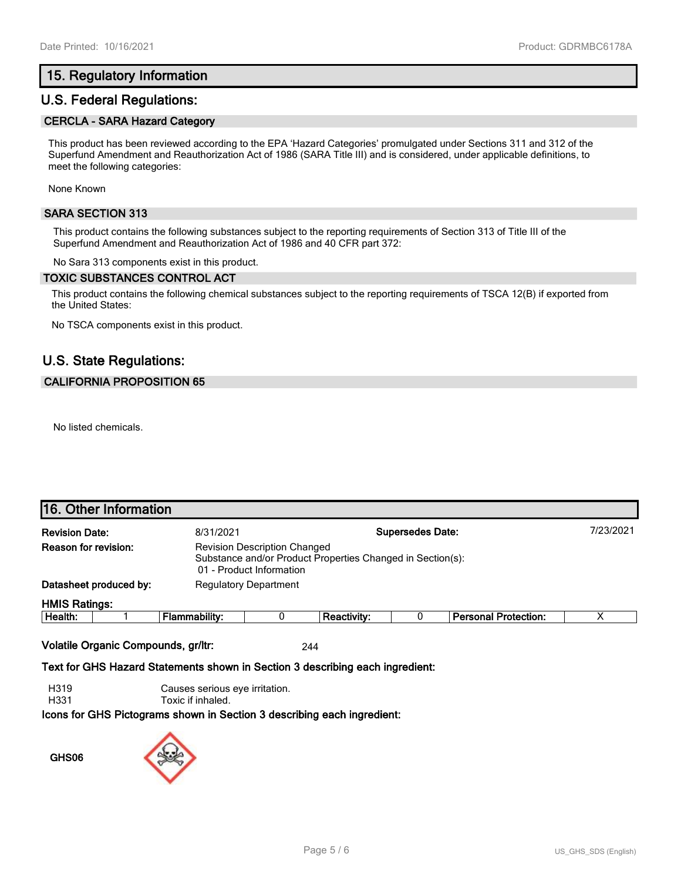## 15. Regulatory Information

## U.S. Federal Regulations:

### CERCLA - SARA Hazard Category

This product has been reviewed according to the EPA 'Hazard Categories' promulgated under Sections 311 and 312 of the Superfund Amendment and Reauthorization Act of 1986 (SARA Title III) and is considered, under applicable definitions, to meet the following categories:

None Known

### SARA SECTION 313

This product contains the following substances subject to the reporting requirements of Section 313 of Title III of the Superfund Amendment and Reauthorization Act of 1986 and 40 CFR part 372:

No Sara 313 components exist in this product.

### TOXIC SUBSTANCES CONTROL ACT

This product contains the following chemical substances subject to the reporting requirements of TSCA 12(B) if exported from the United States:

No TSCA components exist in this product.

## U.S. State Regulations:

### CALIFORNIA PROPOSITION 65

No listed chemicals.

## 16. Other Information

**Revision Date:** 8/31/2021

**Supersedes Date:** 7/23/2021

**Reason for revision:** Revision Description Changed
Substance and/or Product Properties Changed in Section(s):
01 - Product Information

**Datasheet produced by:** Regulatory Department

**HMIS Ratings:**

| Health: | 1 | Flammability: | 0 | Reactivity: | 0 | Personal Protection: | X |
|---|---|---|---|---|---|---|---|

**Volatile Organic Compounds, gr/ltr:** 244

**Text for GHS Hazard Statements shown in Section 3 describing each ingredient:**

H319 Causes serious eye irritation.
H331 Toxic if inhaled.

**Icons for GHS Pictograms shown in Section 3 describing each ingredient:**

GHS06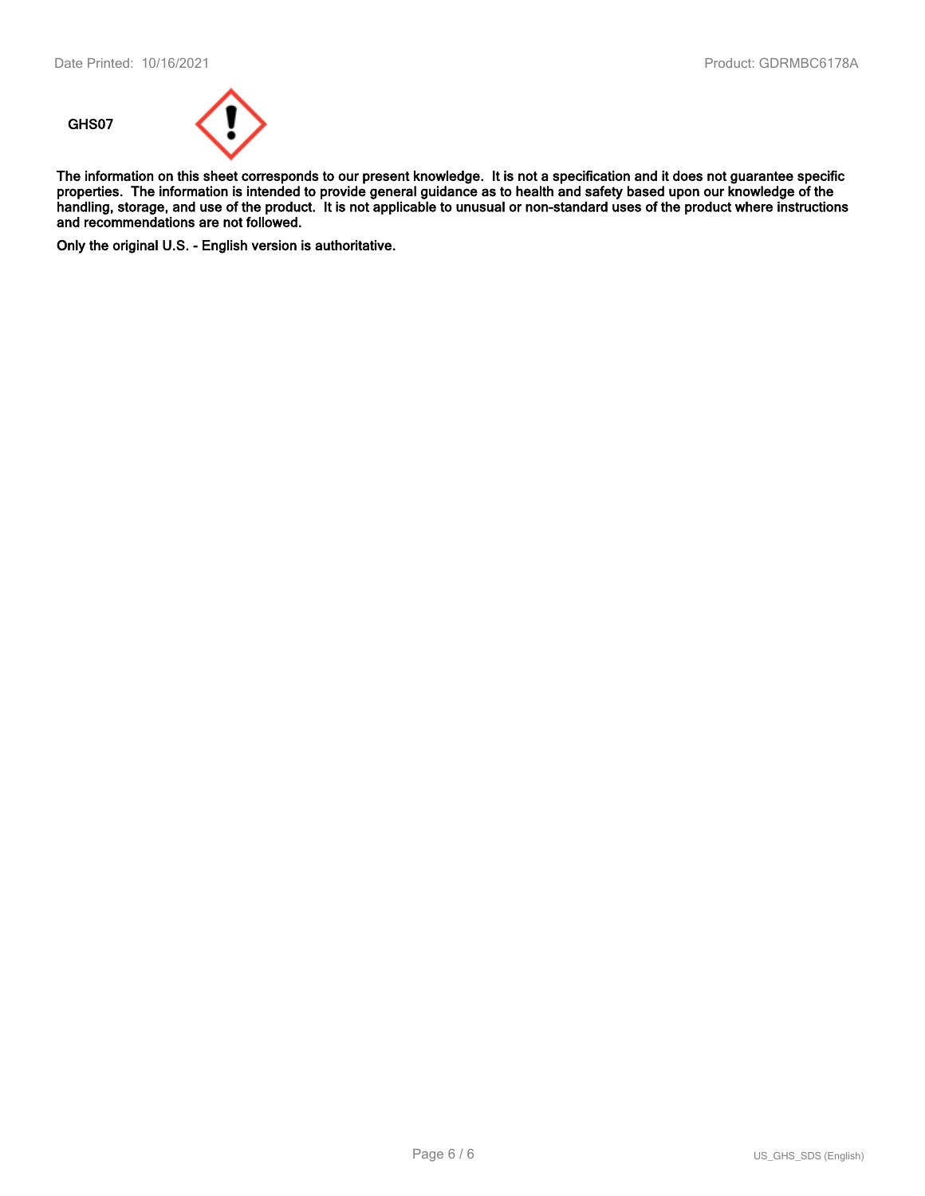GHS07

**The information on this sheet corresponds to our present knowledge. It is not a specification and it does not guarantee specific properties. The information is intended to provide general guidance as to health and safety based upon our knowledge of the handling, storage, and use of the product. It is not applicable to unusual or non-standard uses of the product where instructions and recommendations are not followed.**

**Only the original U.S. - English version is authoritative.**